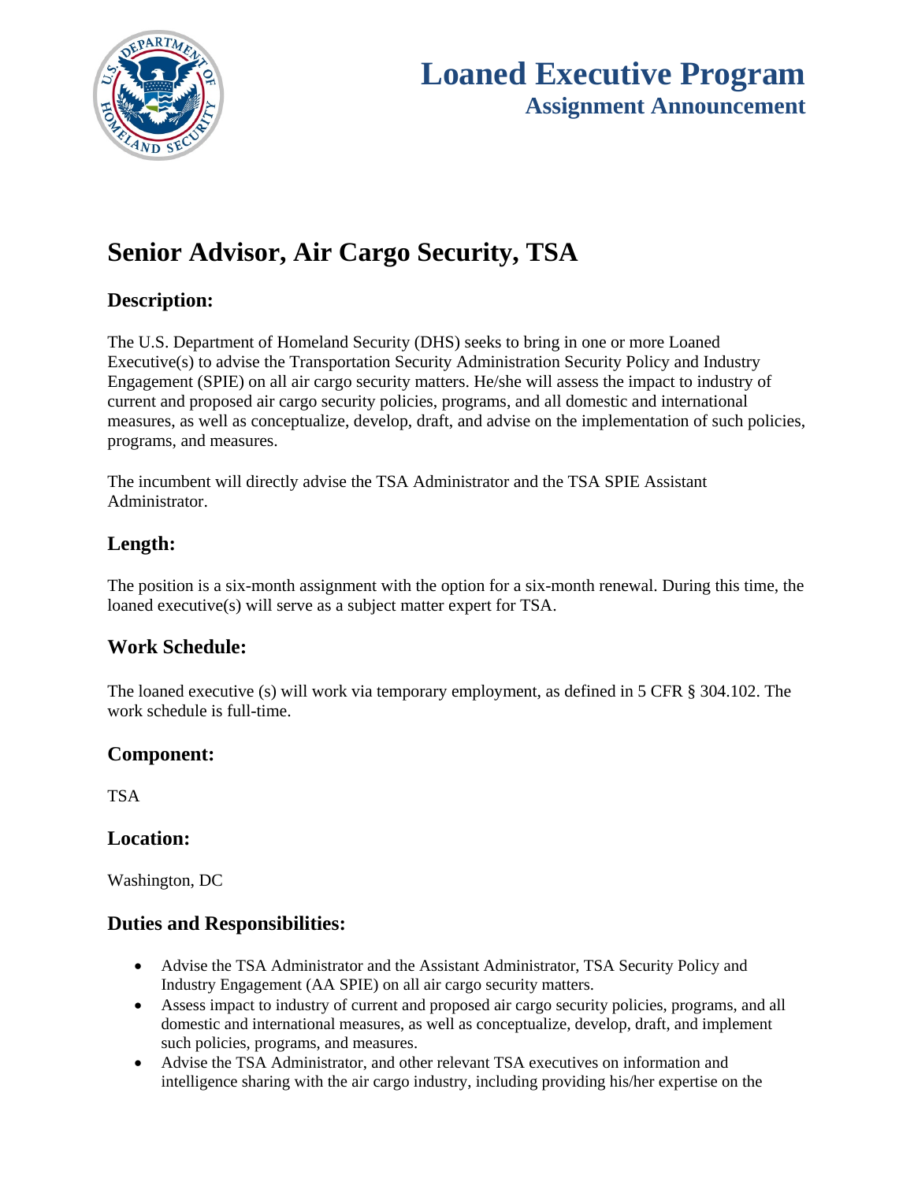# Loaned Executive Program

## Assignment Announcement

# Senior Advisor, Air Cargo Security, TSA

## Description:

The U.S. Department of Homeland Security (DHS) seeks to bring in one or more Loaned Executive(s) to advise the Transportation Security Administration Security Policy and Industry Engagement (SPIE) on all air cargo security matters. He/she will assess the impact to industry of current and proposed air cargo security policies, programs, and all domestic and international measures, as well as conceptualize, develop, draft, and advise on the implementation of such policies, programs, and measures.

The incumbent will directly advise the TSA Administrator and the TSA SPIE Assistant Administrator.

## Length:

The position is a six-month assignment with the option for a six-month renewal. During this time, the loaned executive(s) will serve as a subject matter expert for TSA.

## Work Schedule:

The loaned executive (s) will work via temporary employment, as defined in 5 CFR § 304.102. The work schedule is full-time.

## Component:

TSA

## Location:

Washington, DC

## Duties and Responsibilities:

- Advise the TSA Administrator and the Assistant Administrator, TSA Security Policy and Industry Engagement (AA SPIE) on all air cargo security matters.
- Assess impact to industry of current and proposed air cargo security policies, programs, and all domestic and international measures, as well as conceptualize, develop, draft, and implement such policies, programs, and measures.
- Advise the TSA Administrator, and other relevant TSA executives on information and intelligence sharing with the air cargo industry, including providing his/her expertise on the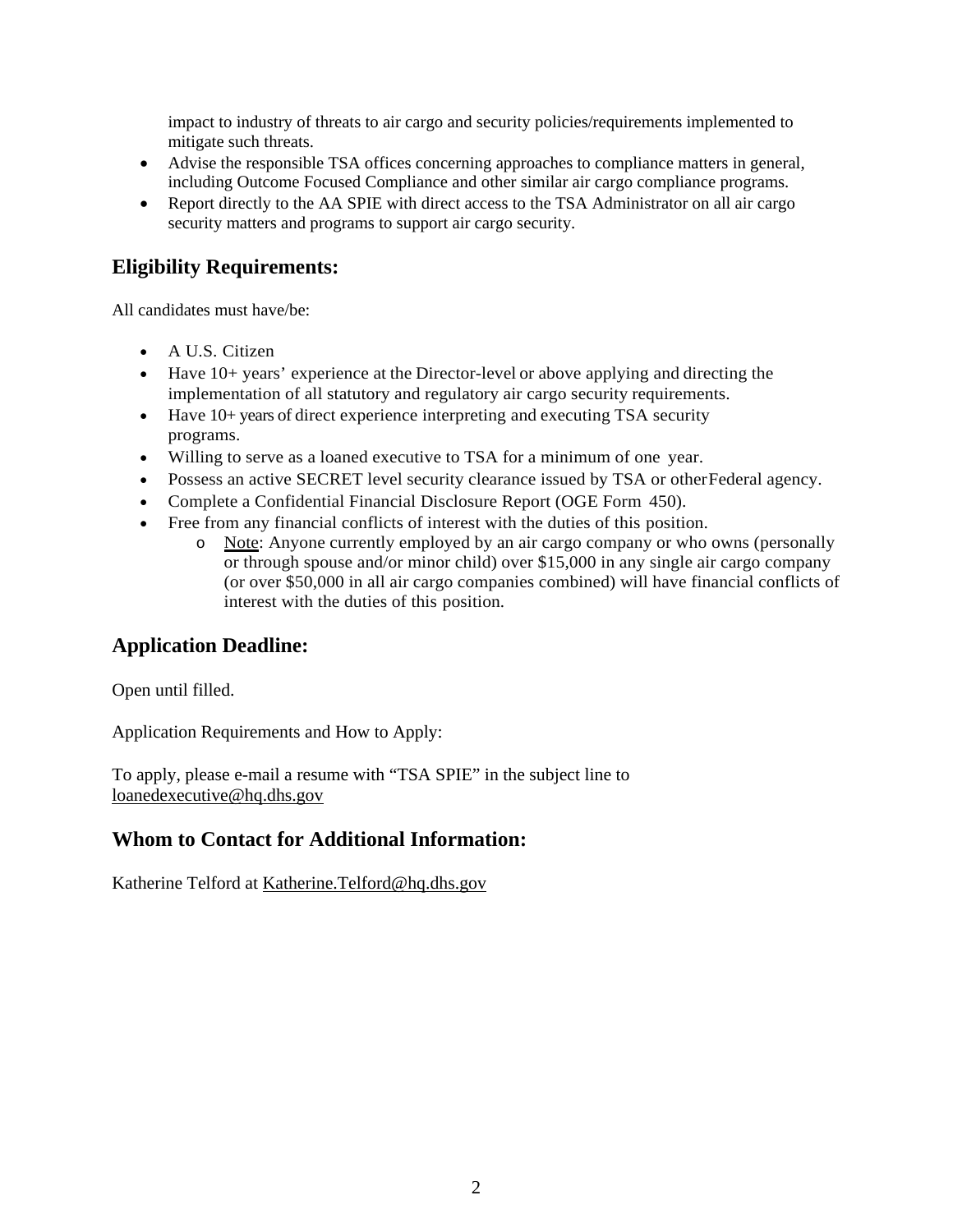impact to industry of threats to air cargo and security policies/requirements implemented to mitigate such threats.

- Advise the responsible TSA offices concerning approaches to compliance matters in general, including Outcome Focused Compliance and other similar air cargo compliance programs.
- Report directly to the AA SPIE with direct access to the TSA Administrator on all air cargo security matters and programs to support air cargo security.

## Eligibility Requirements:

All candidates must have/be:

- A U.S. Citizen
- Have 10+ years' experience at the Director-level or above applying and directing the implementation of all statutory and regulatory air cargo security requirements.
- Have 10+ years of direct experience interpreting and executing TSA security programs.
- Willing to serve as a loaned executive to TSA for a minimum of one year.
- Possess an active SECRET level security clearance issued by TSA or other Federal agency.
- Complete a Confidential Financial Disclosure Report (OGE Form 450).
- Free from any financial conflicts of interest with the duties of this position.
  - Note: Anyone currently employed by an air cargo company or who owns (personally or through spouse and/or minor child) over $15,000 in any single air cargo company (or over $50,000 in all air cargo companies combined) will have financial conflicts of interest with the duties of this position.

## Application Deadline:

Open until filled.

Application Requirements and How to Apply:

To apply, please e-mail a resume with "TSA SPIE" in the subject line to loanedexecutive@hq.dhs.gov

## Whom to Contact for Additional Information:

Katherine Telford at Katherine.Telford@hq.dhs.gov